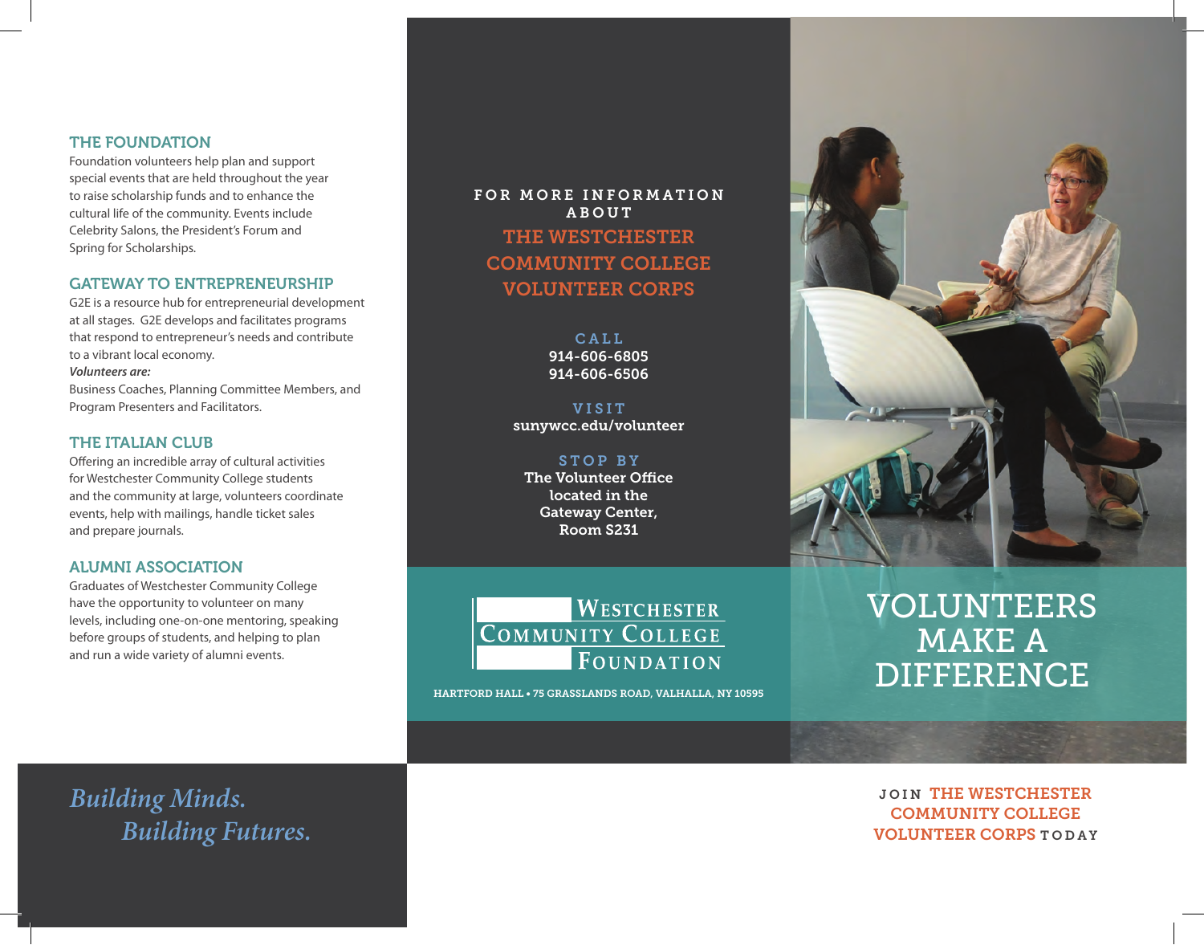## THE FOUNDATION

Foundation volunteers help plan and support special events that are held throughout the year to raise scholarship funds and to enhance the cultural life of the community. Events include Celebrity Salons, the President's Forum and Spring for Scholarships.

## GATEWAY TO ENTREPRENEURSHIP

G2E is a resource hub for entrepreneurial development at all stages. G2E develops and facilitates programs that respond to entrepreneur's needs and contribute to a vibrant local economy.

***Volunteers are:***

Business Coaches, Planning Committee Members, and Program Presenters and Facilitators.

## THE ITALIAN CLUB

Offering an incredible array of cultural activities for Westchester Community College students and the community at large, volunteers coordinate events, help with mailings, handle ticket sales and prepare journals.

## ALUMNI ASSOCIATION

Graduates of Westchester Community College have the opportunity to volunteer on many levels, including one-on-one mentoring, speaking before groups of students, and helping to plan and run a wide variety of alumni events.

*Building Minds.*
*Building Futures.*

FOR MORE INFORMATION ABOUT

## THE WESTCHESTER COMMUNITY COLLEGE VOLUNTEER CORPS

**CALL**
914-606-6805
914-606-6506

**VISIT**
sunywcc.edu/volunteer

**STOP BY**
The Volunteer Office located in the Gateway Center, Room S231

WESTCHESTER COMMUNITY COLLEGE FOUNDATION

HARTFORD HALL • 75 GRASSLANDS ROAD, VALHALLA, NY 10595

# VOLUNTEERS MAKE A DIFFERENCE

JOIN **THE WESTCHESTER COMMUNITY COLLEGE VOLUNTEER CORPS** TODAY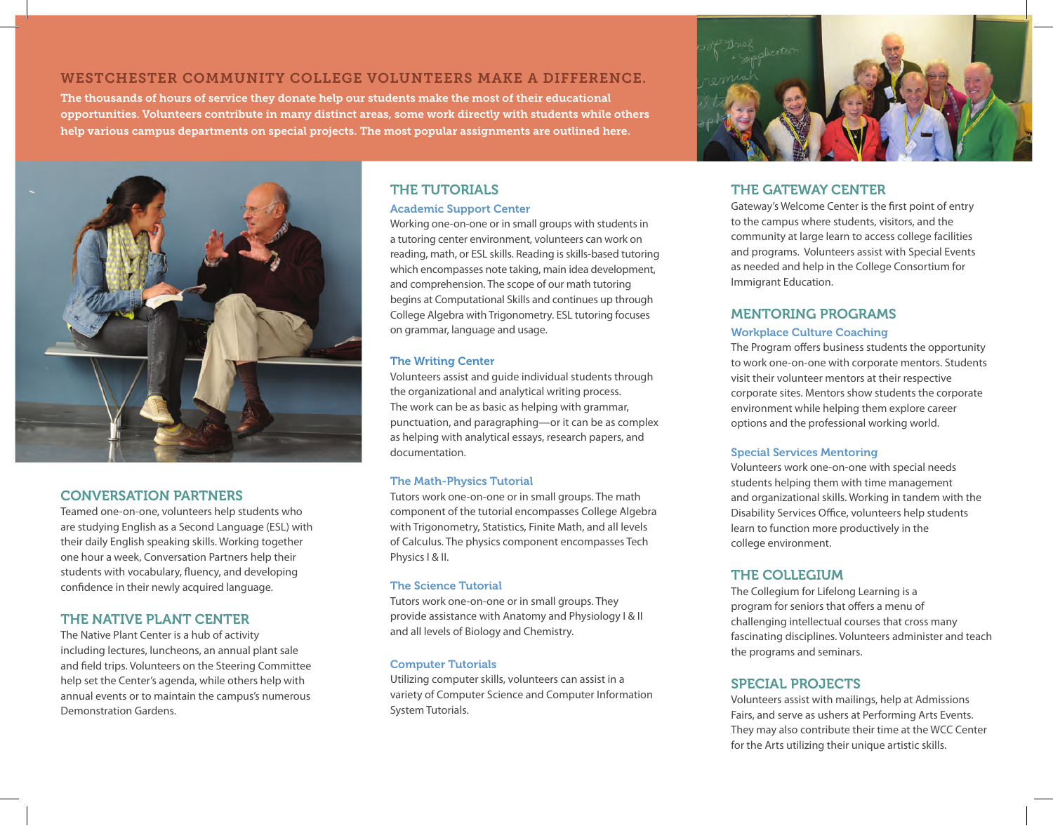## WESTCHESTER COMMUNITY COLLEGE VOLUNTEERS MAKE A DIFFERENCE.

**The thousands of hours of service they donate help our students make the most of their educational opportunities. Volunteers contribute in many distinct areas, some work directly with students while others help various campus departments on special projects. The most popular assignments are outlined here.**

## CONVERSATION PARTNERS

Teamed one-on-one, volunteers help students who are studying English as a Second Language (ESL) with their daily English speaking skills. Working together one hour a week, Conversation Partners help their students with vocabulary, fluency, and developing confidence in their newly acquired language.

## THE NATIVE PLANT CENTER

The Native Plant Center is a hub of activity including lectures, luncheons, an annual plant sale and field trips. Volunteers on the Steering Committee help set the Center's agenda, while others help with annual events or to maintain the campus's numerous Demonstration Gardens.

## THE TUTORIALS

### Academic Support Center

Working one-on-one or in small groups with students in a tutoring center environment, volunteers can work on reading, math, or ESL skills. Reading is skills-based tutoring which encompasses note taking, main idea development, and comprehension. The scope of our math tutoring begins at Computational Skills and continues up through College Algebra with Trigonometry. ESL tutoring focuses on grammar, language and usage.

### The Writing Center

Volunteers assist and guide individual students through the organizational and analytical writing process. The work can be as basic as helping with grammar, punctuation, and paragraphing—or it can be as complex as helping with analytical essays, research papers, and documentation.

### The Math-Physics Tutorial

Tutors work one-on-one or in small groups. The math component of the tutorial encompasses College Algebra with Trigonometry, Statistics, Finite Math, and all levels of Calculus. The physics component encompasses Tech Physics I & II.

### The Science Tutorial

Tutors work one-on-one or in small groups. They provide assistance with Anatomy and Physiology I & II and all levels of Biology and Chemistry.

### Computer Tutorials

Utilizing computer skills, volunteers can assist in a variety of Computer Science and Computer Information System Tutorials.

## THE GATEWAY CENTER

Gateway's Welcome Center is the first point of entry to the campus where students, visitors, and the community at large learn to access college facilities and programs. Volunteers assist with Special Events as needed and help in the College Consortium for Immigrant Education.

## MENTORING PROGRAMS

### Workplace Culture Coaching

The Program offers business students the opportunity to work one-on-one with corporate mentors. Students visit their volunteer mentors at their respective corporate sites. Mentors show students the corporate environment while helping them explore career options and the professional working world.

### Special Services Mentoring

Volunteers work one-on-one with special needs students helping them with time management and organizational skills. Working in tandem with the Disability Services Office, volunteers help students learn to function more productively in the college environment.

## THE COLLEGIUM

The Collegium for Lifelong Learning is a program for seniors that offers a menu of challenging intellectual courses that cross many fascinating disciplines. Volunteers administer and teach the programs and seminars.

## SPECIAL PROJECTS

Volunteers assist with mailings, help at Admissions Fairs, and serve as ushers at Performing Arts Events. They may also contribute their time at the WCC Center for the Arts utilizing their unique artistic skills.